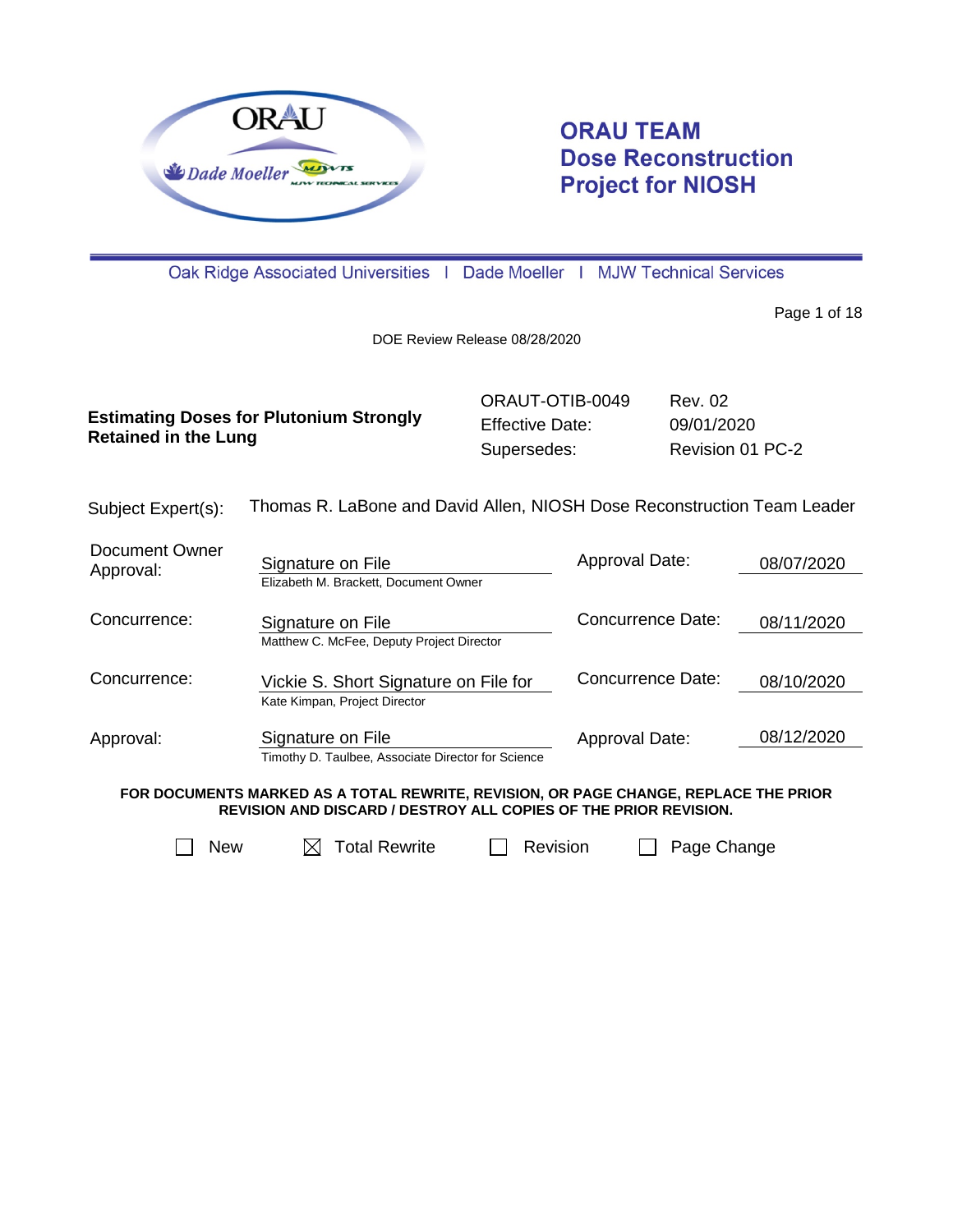# ORAU TEAM Dose Reconstruction Project for NIOSH

Oak Ridge Associated Universities | Dade Moeller | MJW Technical Services

DOE Review Release 08/28/2020

| **Estimating Doses for Plutonium Strongly Retained in the Lung** | ORAUT-OTIB-0049 | Rev. 02 |
|---|---|---|
| | Effective Date: | 09/01/2020 |
| | Supersedes: | Revision 01 PC-2 |

Subject Expert(s): Thomas R. LaBone and David Allen, NIOSH Dose Reconstruction Team Leader

| | | | |
|---|---|---|---|
| Document Owner Approval: | Signature on File<br>Elizabeth M. Brackett, Document Owner | Approval Date: | 08/07/2020 |
| Concurrence: | Signature on File<br>Matthew C. McFee, Deputy Project Director | Concurrence Date: | 08/11/2020 |
| Concurrence: | Vickie S. Short Signature on File for<br>Kate Kimpan, Project Director | Concurrence Date: | 08/10/2020 |
| Approval: | Signature on File<br>Timothy D. Taulbee, Associate Director for Science | Approval Date: | 08/12/2020 |

**FOR DOCUMENTS MARKED AS A TOTAL REWRITE, REVISION, OR PAGE CHANGE, REPLACE THE PRIOR REVISION AND DISCARD / DESTROY ALL COPIES OF THE PRIOR REVISION.**

☐ New ☒ Total Rewrite ☐ Revision ☐ Page Change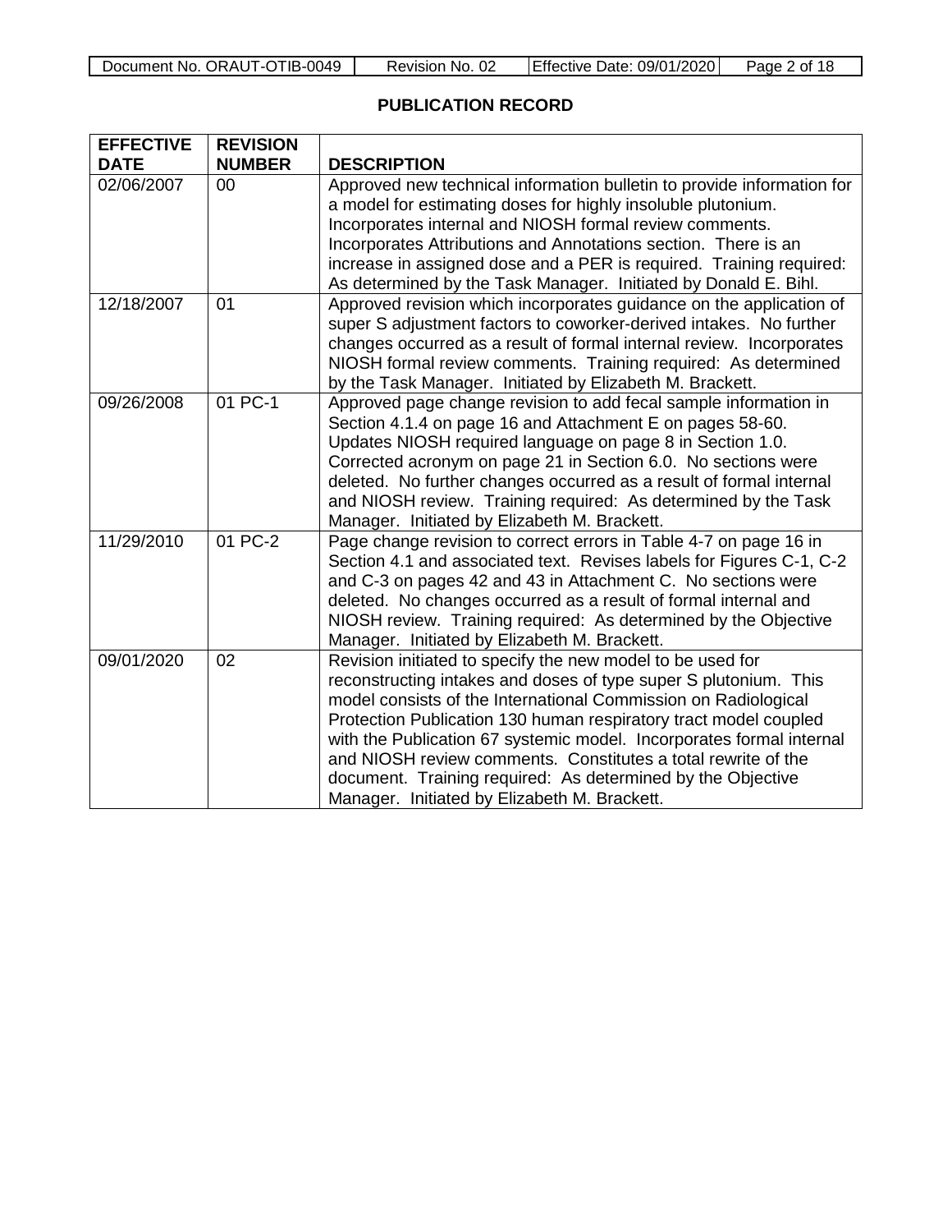# PUBLICATION RECORD

| EFFECTIVE DATE | REVISION NUMBER | DESCRIPTION |
|---|---|---|
| 02/06/2007 | 00 | Approved new technical information bulletin to provide information for a model for estimating doses for highly insoluble plutonium. Incorporates internal and NIOSH formal review comments. Incorporates Attributions and Annotations section. There is an increase in assigned dose and a PER is required. Training required: As determined by the Task Manager. Initiated by Donald E. Bihl. |
| 12/18/2007 | 01 | Approved revision which incorporates guidance on the application of super S adjustment factors to coworker-derived intakes. No further changes occurred as a result of formal internal review. Incorporates NIOSH formal review comments. Training required: As determined by the Task Manager. Initiated by Elizabeth M. Brackett. |
| 09/26/2008 | 01 PC-1 | Approved page change revision to add fecal sample information in Section 4.1.4 on page 16 and Attachment E on pages 58-60. Updates NIOSH required language on page 8 in Section 1.0. Corrected acronym on page 21 in Section 6.0. No sections were deleted. No further changes occurred as a result of formal internal and NIOSH review. Training required: As determined by the Task Manager. Initiated by Elizabeth M. Brackett. |
| 11/29/2010 | 01 PC-2 | Page change revision to correct errors in Table 4-7 on page 16 in Section 4.1 and associated text. Revises labels for Figures C-1, C-2 and C-3 on pages 42 and 43 in Attachment C. No sections were deleted. No changes occurred as a result of formal internal and NIOSH review. Training required: As determined by the Objective Manager. Initiated by Elizabeth M. Brackett. |
| 09/01/2020 | 02 | Revision initiated to specify the new model to be used for reconstructing intakes and doses of type super S plutonium. This model consists of the International Commission on Radiological Protection Publication 130 human respiratory tract model coupled with the Publication 67 systemic model. Incorporates formal internal and NIOSH review comments. Constitutes a total rewrite of the document. Training required: As determined by the Objective Manager. Initiated by Elizabeth M. Brackett. |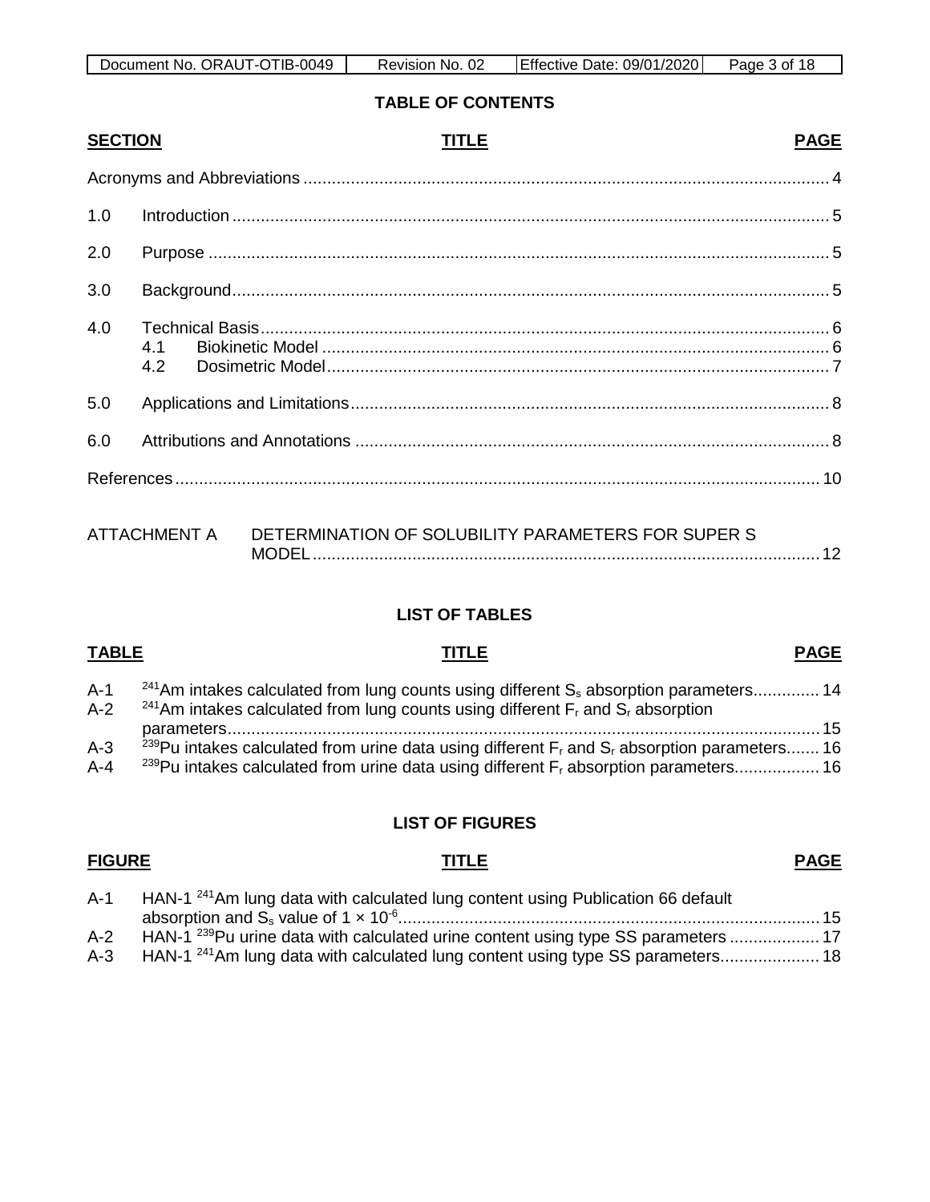**TABLE OF CONTENTS**

| SECTION | TITLE | PAGE |
|---|---|---|
| | Acronyms and Abbreviations | 4 |
| 1.0 | Introduction | 5 |
| 2.0 | Purpose | 5 |
| 3.0 | Background | 5 |
| 4.0 | Technical Basis | 6 |
| | 4.1 Biokinetic Model | 6 |
| | 4.2 Dosimetric Model | 7 |
| 5.0 | Applications and Limitations | 8 |
| 6.0 | Attributions and Annotations | 8 |
| | References | 10 |
| ATTACHMENT A | DETERMINATION OF SOLUBILITY PARAMETERS FOR SUPER S MODEL | 12 |

**LIST OF TABLES**

| TABLE | TITLE | PAGE |
|---|---|---|
| A-1 | $^{241}$Am intakes calculated from lung counts using different $S_s$ absorption parameters | 14 |
| A-2 | $^{241}$Am intakes calculated from lung counts using different $F_r$ and $S_r$ absorption parameters | 15 |
| A-3 | $^{239}$Pu intakes calculated from urine data using different $F_r$ and $S_r$ absorption parameters | 16 |
| A-4 | $^{239}$Pu intakes calculated from urine data using different $F_r$ absorption parameters | 16 |

**LIST OF FIGURES**

| FIGURE | TITLE | PAGE |
|---|---|---|
| A-1 | HAN-1 $^{241}$Am lung data with calculated lung content using Publication 66 default absorption and $S_s$ value of $1 \times 10^{-6}$ | 15 |
| A-2 | HAN-1 $^{239}$Pu urine data with calculated urine content using type SS parameters | 17 |
| A-3 | HAN-1 $^{241}$Am lung data with calculated lung content using type SS parameters | 18 |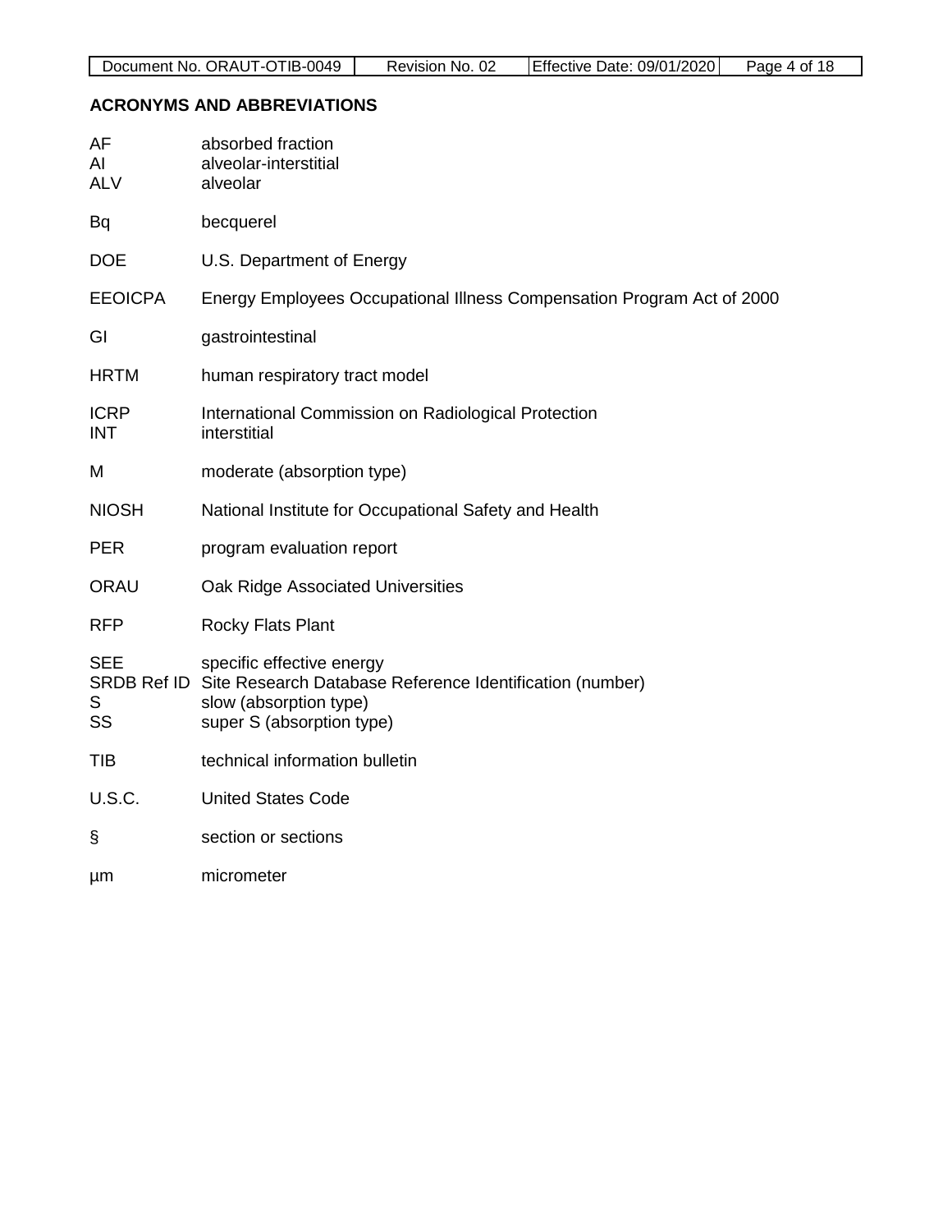## ACRONYMS AND ABBREVIATIONS

| | |
|---|---|
| AF | absorbed fraction |
| AI | alveolar-interstitial |
| ALV | alveolar |
| Bq | becquerel |
| DOE | U.S. Department of Energy |
| EEOICPA | Energy Employees Occupational Illness Compensation Program Act of 2000 |
| GI | gastrointestinal |
| HRTM | human respiratory tract model |
| ICRP | International Commission on Radiological Protection |
| INT | interstitial |
| M | moderate (absorption type) |
| NIOSH | National Institute for Occupational Safety and Health |
| PER | program evaluation report |
| ORAU | Oak Ridge Associated Universities |
| RFP | Rocky Flats Plant |
| SEE | specific effective energy |
| SRDB Ref ID | Site Research Database Reference Identification (number) |
| S | slow (absorption type) |
| SS | super S (absorption type) |
| TIB | technical information bulletin |
| U.S.C. | United States Code |
| § | section or sections |
| μm | micrometer |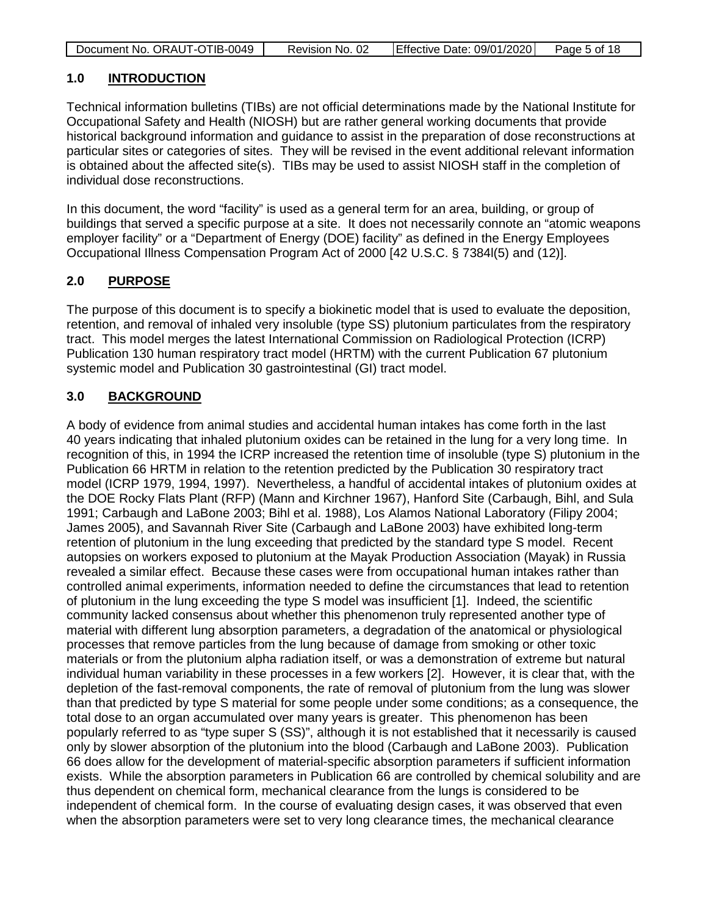## 1.0 INTRODUCTION

Technical information bulletins (TIBs) are not official determinations made by the National Institute for Occupational Safety and Health (NIOSH) but are rather general working documents that provide historical background information and guidance to assist in the preparation of dose reconstructions at particular sites or categories of sites. They will be revised in the event additional relevant information is obtained about the affected site(s). TIBs may be used to assist NIOSH staff in the completion of individual dose reconstructions.

In this document, the word "facility" is used as a general term for an area, building, or group of buildings that served a specific purpose at a site. It does not necessarily connote an "atomic weapons employer facility" or a "Department of Energy (DOE) facility" as defined in the Energy Employees Occupational Illness Compensation Program Act of 2000 [42 U.S.C. § 7384l(5) and (12)].

## 2.0 PURPOSE

The purpose of this document is to specify a biokinetic model that is used to evaluate the deposition, retention, and removal of inhaled very insoluble (type SS) plutonium particulates from the respiratory tract. This model merges the latest International Commission on Radiological Protection (ICRP) Publication 130 human respiratory tract model (HRTM) with the current Publication 67 plutonium systemic model and Publication 30 gastrointestinal (GI) tract model.

## 3.0 BACKGROUND

A body of evidence from animal studies and accidental human intakes has come forth in the last 40 years indicating that inhaled plutonium oxides can be retained in the lung for a very long time. In recognition of this, in 1994 the ICRP increased the retention time of insoluble (type S) plutonium in the Publication 66 HRTM in relation to the retention predicted by the Publication 30 respiratory tract model (ICRP 1979, 1994, 1997). Nevertheless, a handful of accidental intakes of plutonium oxides at the DOE Rocky Flats Plant (RFP) (Mann and Kirchner 1967), Hanford Site (Carbaugh, Bihl, and Sula 1991; Carbaugh and LaBone 2003; Bihl et al. 1988), Los Alamos National Laboratory (Filipy 2004; James 2005), and Savannah River Site (Carbaugh and LaBone 2003) have exhibited long-term retention of plutonium in the lung exceeding that predicted by the standard type S model. Recent autopsies on workers exposed to plutonium at the Mayak Production Association (Mayak) in Russia revealed a similar effect. Because these cases were from occupational human intakes rather than controlled animal experiments, information needed to define the circumstances that lead to retention of plutonium in the lung exceeding the type S model was insufficient [1]. Indeed, the scientific community lacked consensus about whether this phenomenon truly represented another type of material with different lung absorption parameters, a degradation of the anatomical or physiological processes that remove particles from the lung because of damage from smoking or other toxic materials or from the plutonium alpha radiation itself, or was a demonstration of extreme but natural individual human variability in these processes in a few workers [2]. However, it is clear that, with the depletion of the fast-removal components, the rate of removal of plutonium from the lung was slower than that predicted by type S material for some people under some conditions; as a consequence, the total dose to an organ accumulated over many years is greater. This phenomenon has been popularly referred to as "type super S (SS)", although it is not established that it necessarily is caused only by slower absorption of the plutonium into the blood (Carbaugh and LaBone 2003). Publication 66 does allow for the development of material-specific absorption parameters if sufficient information exists. While the absorption parameters in Publication 66 are controlled by chemical solubility and are thus dependent on chemical form, mechanical clearance from the lungs is considered to be independent of chemical form. In the course of evaluating design cases, it was observed that even when the absorption parameters were set to very long clearance times, the mechanical clearance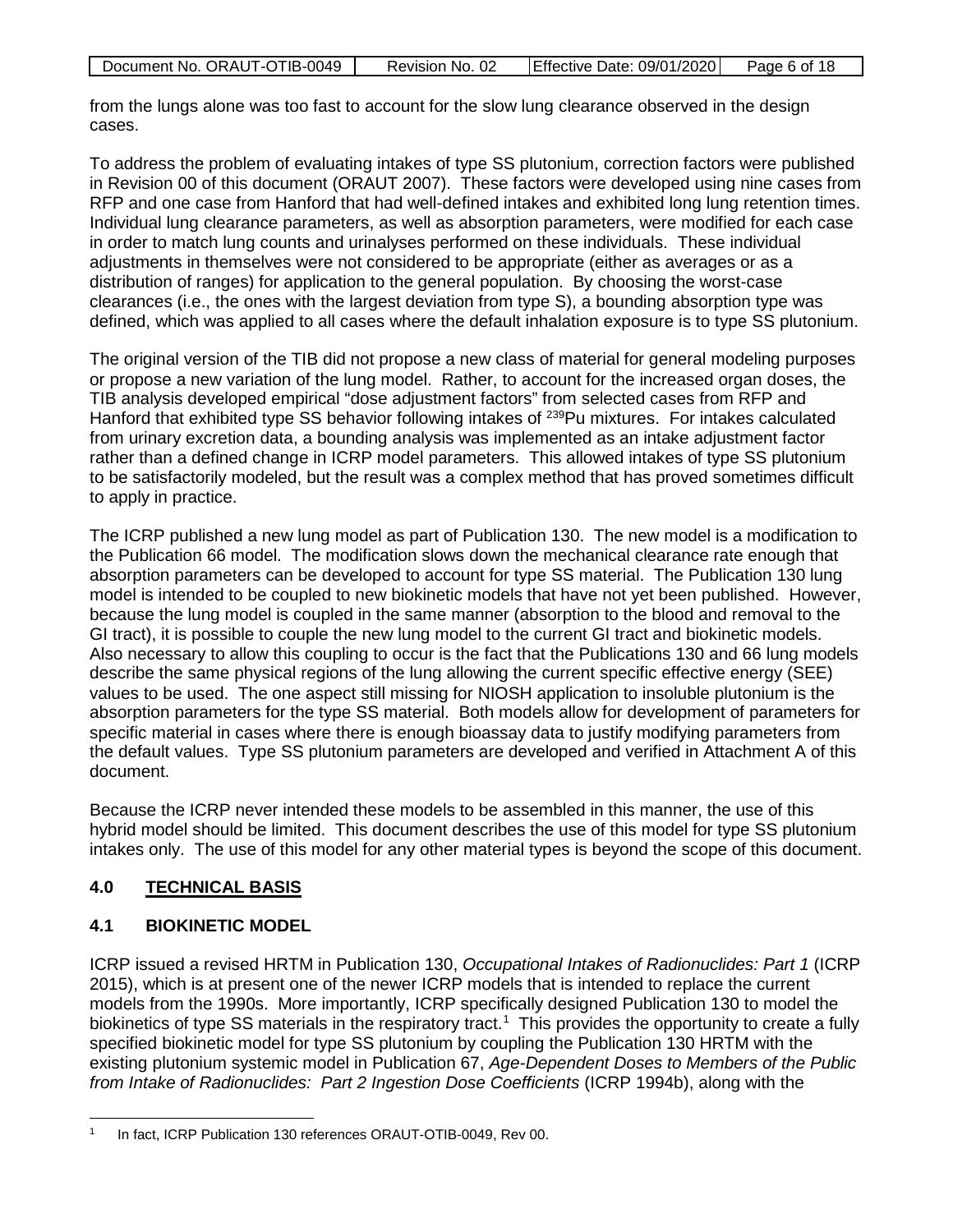from the lungs alone was too fast to account for the slow lung clearance observed in the design cases.

To address the problem of evaluating intakes of type SS plutonium, correction factors were published in Revision 00 of this document (ORAUT 2007). These factors were developed using nine cases from RFP and one case from Hanford that had well-defined intakes and exhibited long lung retention times. Individual lung clearance parameters, as well as absorption parameters, were modified for each case in order to match lung counts and urinalyses performed on these individuals. These individual adjustments in themselves were not considered to be appropriate (either as averages or as a distribution of ranges) for application to the general population. By choosing the worst-case clearances (i.e., the ones with the largest deviation from type S), a bounding absorption type was defined, which was applied to all cases where the default inhalation exposure is to type SS plutonium.

The original version of the TIB did not propose a new class of material for general modeling purposes or propose a new variation of the lung model. Rather, to account for the increased organ doses, the TIB analysis developed empirical "dose adjustment factors" from selected cases from RFP and Hanford that exhibited type SS behavior following intakes of $^{239}$Pu mixtures. For intakes calculated from urinary excretion data, a bounding analysis was implemented as an intake adjustment factor rather than a defined change in ICRP model parameters. This allowed intakes of type SS plutonium to be satisfactorily modeled, but the result was a complex method that has proved sometimes difficult to apply in practice.

The ICRP published a new lung model as part of Publication 130. The new model is a modification to the Publication 66 model. The modification slows down the mechanical clearance rate enough that absorption parameters can be developed to account for type SS material. The Publication 130 lung model is intended to be coupled to new biokinetic models that have not yet been published. However, because the lung model is coupled in the same manner (absorption to the blood and removal to the GI tract), it is possible to couple the new lung model to the current GI tract and biokinetic models. Also necessary to allow this coupling to occur is the fact that the Publications 130 and 66 lung models describe the same physical regions of the lung allowing the current specific effective energy (SEE) values to be used. The one aspect still missing for NIOSH application to insoluble plutonium is the absorption parameters for the type SS material. Both models allow for development of parameters for specific material in cases where there is enough bioassay data to justify modifying parameters from the default values. Type SS plutonium parameters are developed and verified in Attachment A of this document.

Because the ICRP never intended these models to be assembled in this manner, the use of this hybrid model should be limited. This document describes the use of this model for type SS plutonium intakes only. The use of this model for any other material types is beyond the scope of this document.

## 4.0 TECHNICAL BASIS

### 4.1 BIOKINETIC MODEL

ICRP issued a revised HRTM in Publication 130, *Occupational Intakes of Radionuclides: Part 1* (ICRP 2015), which is at present one of the newer ICRP models that is intended to replace the current models from the 1990s. More importantly, ICRP specifically designed Publication 130 to model the biokinetics of type SS materials in the respiratory tract.[1] This provides the opportunity to create a fully specified biokinetic model for type SS plutonium by coupling the Publication 130 HRTM with the existing plutonium systemic model in Publication 67, *Age-Dependent Doses to Members of the Public from Intake of Radionuclides: Part 2 Ingestion Dose Coefficients* (ICRP 1994b), along with the

---

[1] In fact, ICRP Publication 130 references ORAUT-OTIB-0049, Rev 00.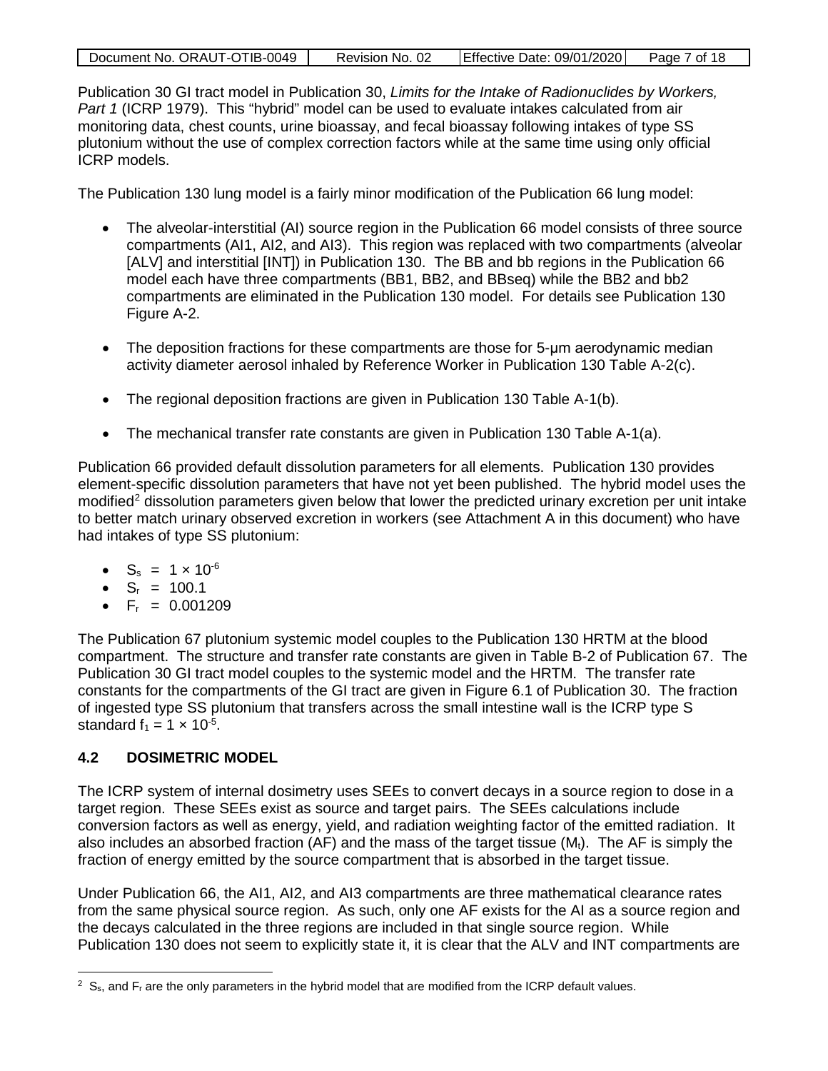Publication 30 GI tract model in Publication 30, *Limits for the Intake of Radionuclides by Workers, Part 1* (ICRP 1979). This "hybrid" model can be used to evaluate intakes calculated from air monitoring data, chest counts, urine bioassay, and fecal bioassay following intakes of type SS plutonium without the use of complex correction factors while at the same time using only official ICRP models.

The Publication 130 lung model is a fairly minor modification of the Publication 66 lung model:

- The alveolar-interstitial (AI) source region in the Publication 66 model consists of three source compartments (AI1, AI2, and AI3). This region was replaced with two compartments (alveolar [ALV] and interstitial [INT]) in Publication 130. The BB and bb regions in the Publication 66 model each have three compartments (BB1, BB2, and BBseq) while the BB2 and bb2 compartments are eliminated in the Publication 130 model. For details see Publication 130 Figure A-2.
- The deposition fractions for these compartments are those for 5-μm aerodynamic median activity diameter aerosol inhaled by Reference Worker in Publication 130 Table A-2(c).
- The regional deposition fractions are given in Publication 130 Table A-1(b).
- The mechanical transfer rate constants are given in Publication 130 Table A-1(a).

Publication 66 provided default dissolution parameters for all elements. Publication 130 provides element-specific dissolution parameters that have not yet been published. The hybrid model uses the modified[2] dissolution parameters given below that lower the predicted urinary excretion per unit intake to better match urinary observed excretion in workers (see Attachment A in this document) who have had intakes of type SS plutonium:

- $S_s = 1 \times 10^{-6}$
- $S_r = 100.1$
- $F_r = 0.001209$

The Publication 67 plutonium systemic model couples to the Publication 130 HRTM at the blood compartment. The structure and transfer rate constants are given in Table B-2 of Publication 67. The Publication 30 GI tract model couples to the systemic model and the HRTM. The transfer rate constants for the compartments of the GI tract are given in Figure 6.1 of Publication 30. The fraction of ingested type SS plutonium that transfers across the small intestine wall is the ICRP type S standard $f_1 = 1 \times 10^{-5}$.

## 4.2 DOSIMETRIC MODEL

The ICRP system of internal dosimetry uses SEEs to convert decays in a source region to dose in a target region. These SEEs exist as source and target pairs. The SEEs calculations include conversion factors as well as energy, yield, and radiation weighting factor of the emitted radiation. It also includes an absorbed fraction (AF) and the mass of the target tissue ($M_t$). The AF is simply the fraction of energy emitted by the source compartment that is absorbed in the target tissue.

Under Publication 66, the AI1, AI2, and AI3 compartments are three mathematical clearance rates from the same physical source region. As such, only one AF exists for the AI as a source region and the decays calculated in the three regions are included in that single source region. While Publication 130 does not seem to explicitly state it, it is clear that the ALV and INT compartments are

[2] $S_s$, and $F_r$ are the only parameters in the hybrid model that are modified from the ICRP default values.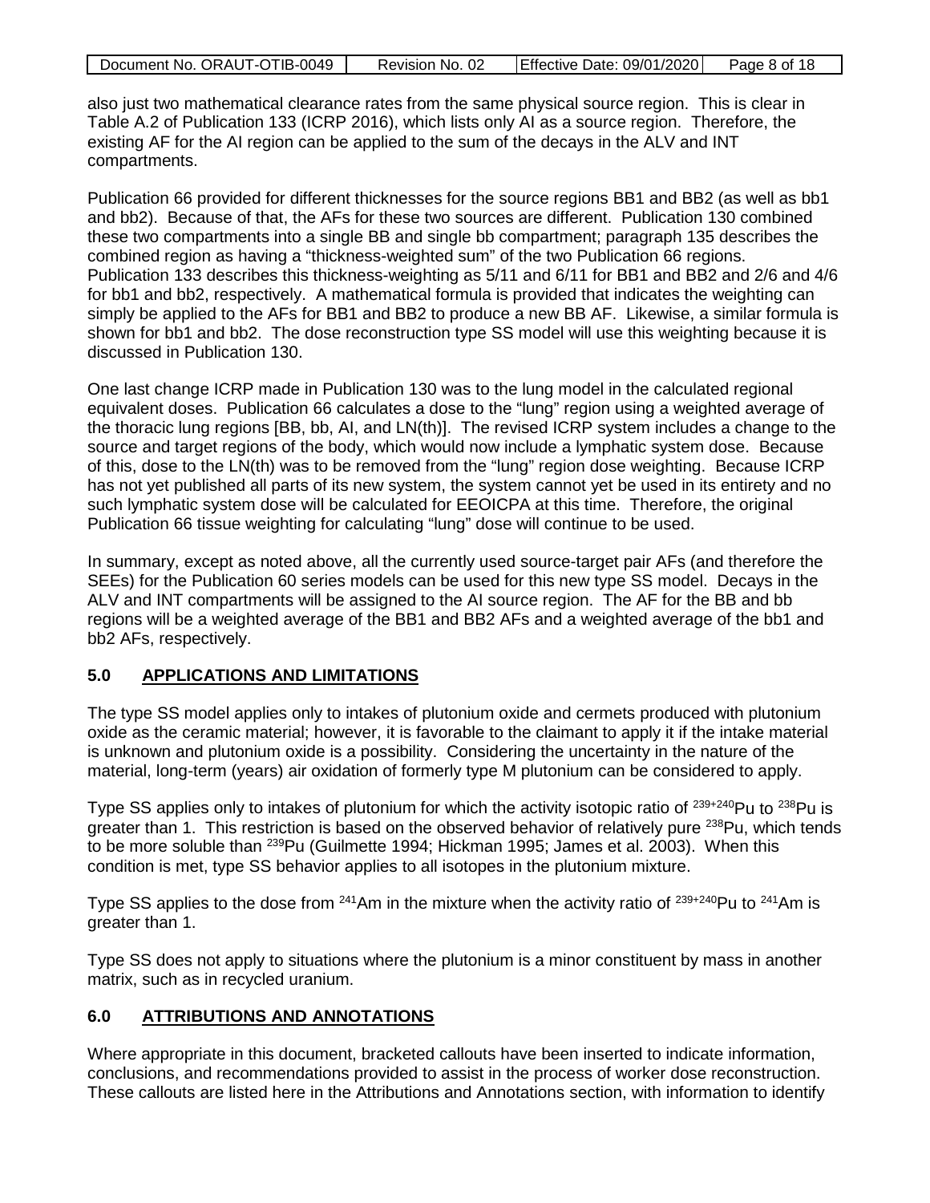also just two mathematical clearance rates from the same physical source region. This is clear in Table A.2 of Publication 133 (ICRP 2016), which lists only AI as a source region. Therefore, the existing AF for the AI region can be applied to the sum of the decays in the ALV and INT compartments.

Publication 66 provided for different thicknesses for the source regions BB1 and BB2 (as well as bb1 and bb2). Because of that, the AFs for these two sources are different. Publication 130 combined these two compartments into a single BB and single bb compartment; paragraph 135 describes the combined region as having a "thickness-weighted sum" of the two Publication 66 regions. Publication 133 describes this thickness-weighting as 5/11 and 6/11 for BB1 and BB2 and 2/6 and 4/6 for bb1 and bb2, respectively. A mathematical formula is provided that indicates the weighting can simply be applied to the AFs for BB1 and BB2 to produce a new BB AF. Likewise, a similar formula is shown for bb1 and bb2. The dose reconstruction type SS model will use this weighting because it is discussed in Publication 130.

One last change ICRP made in Publication 130 was to the lung model in the calculated regional equivalent doses. Publication 66 calculates a dose to the "lung" region using a weighted average of the thoracic lung regions [BB, bb, AI, and LN(th)]. The revised ICRP system includes a change to the source and target regions of the body, which would now include a lymphatic system dose. Because of this, dose to the LN(th) was to be removed from the "lung" region dose weighting. Because ICRP has not yet published all parts of its new system, the system cannot yet be used in its entirety and no such lymphatic system dose will be calculated for EEOICPA at this time. Therefore, the original Publication 66 tissue weighting for calculating "lung" dose will continue to be used.

In summary, except as noted above, all the currently used source-target pair AFs (and therefore the SEEs) for the Publication 60 series models can be used for this new type SS model. Decays in the ALV and INT compartments will be assigned to the AI source region. The AF for the BB and bb regions will be a weighted average of the BB1 and BB2 AFs and a weighted average of the bb1 and bb2 AFs, respectively.

## 5.0 APPLICATIONS AND LIMITATIONS

The type SS model applies only to intakes of plutonium oxide and cermets produced with plutonium oxide as the ceramic material; however, it is favorable to the claimant to apply it if the intake material is unknown and plutonium oxide is a possibility. Considering the uncertainty in the nature of the material, long-term (years) air oxidation of formerly type M plutonium can be considered to apply.

Type SS applies only to intakes of plutonium for which the activity isotopic ratio of $^{239+240}$Pu to $^{238}$Pu is greater than 1. This restriction is based on the observed behavior of relatively pure $^{238}$Pu, which tends to be more soluble than $^{239}$Pu (Guilmette 1994; Hickman 1995; James et al. 2003). When this condition is met, type SS behavior applies to all isotopes in the plutonium mixture.

Type SS applies to the dose from $^{241}$Am in the mixture when the activity ratio of $^{239+240}$Pu to $^{241}$Am is greater than 1.

Type SS does not apply to situations where the plutonium is a minor constituent by mass in another matrix, such as in recycled uranium.

## 6.0 ATTRIBUTIONS AND ANNOTATIONS

Where appropriate in this document, bracketed callouts have been inserted to indicate information, conclusions, and recommendations provided to assist in the process of worker dose reconstruction. These callouts are listed here in the Attributions and Annotations section, with information to identify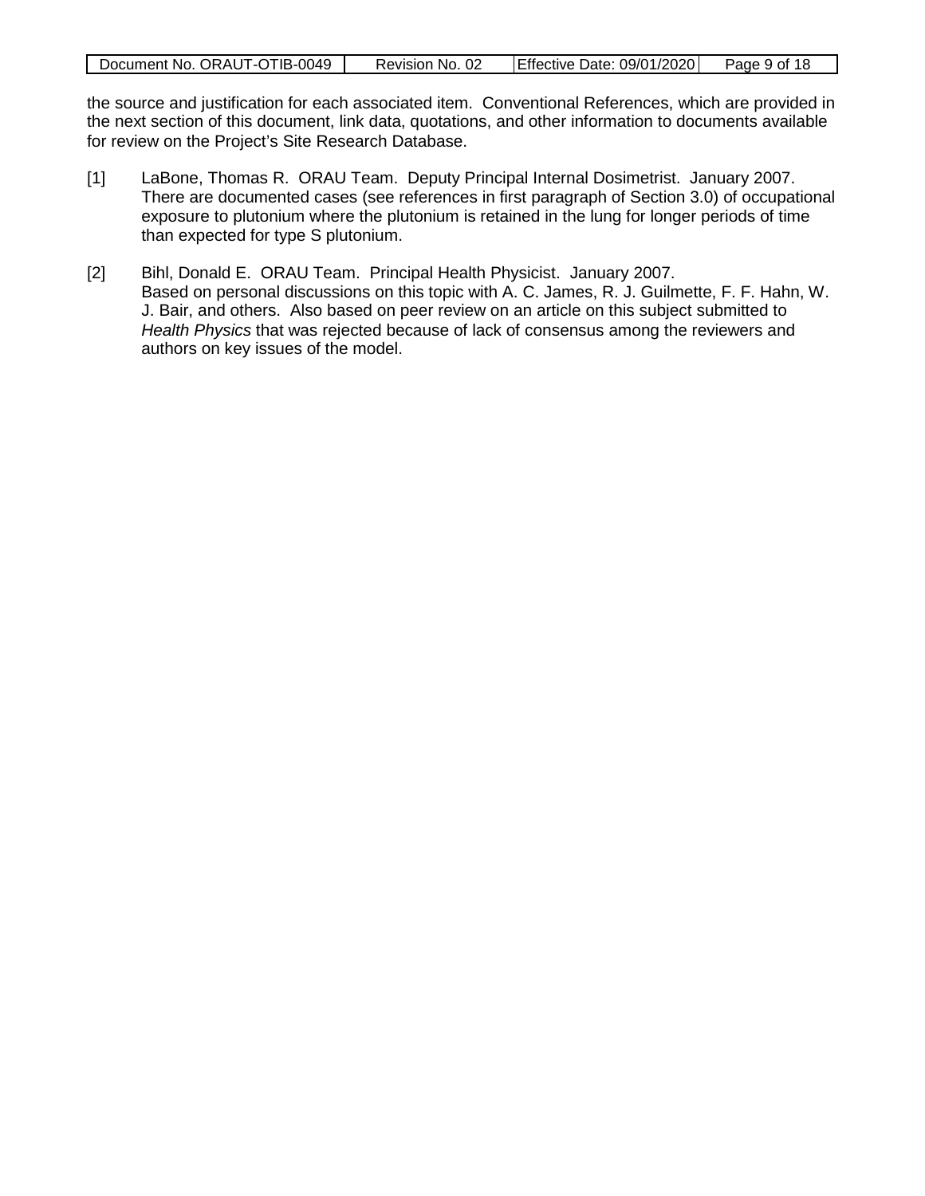the source and justification for each associated item. Conventional References, which are provided in the next section of this document, link data, quotations, and other information to documents available for review on the Project's Site Research Database.

[1] LaBone, Thomas R. ORAU Team. Deputy Principal Internal Dosimetrist. January 2007. There are documented cases (see references in first paragraph of Section 3.0) of occupational exposure to plutonium where the plutonium is retained in the lung for longer periods of time than expected for type S plutonium.

[2] Bihl, Donald E. ORAU Team. Principal Health Physicist. January 2007. Based on personal discussions on this topic with A. C. James, R. J. Guilmette, F. F. Hahn, W. J. Bair, and others. Also based on peer review on an article on this subject submitted to *Health Physics* that was rejected because of lack of consensus among the reviewers and authors on key issues of the model.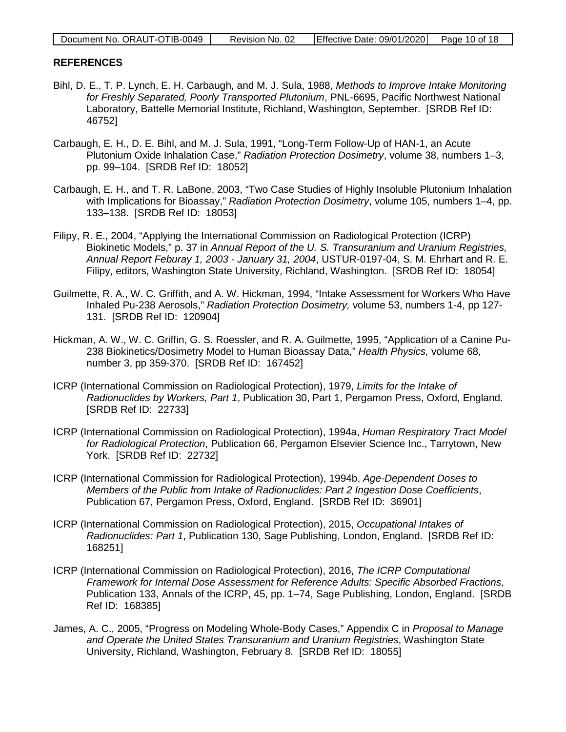## REFERENCES

Bihl, D. E., T. P. Lynch, E. H. Carbaugh, and M. J. Sula, 1988, *Methods to Improve Intake Monitoring for Freshly Separated, Poorly Transported Plutonium*, PNL-6695, Pacific Northwest National Laboratory, Battelle Memorial Institute, Richland, Washington, September. [SRDB Ref ID: 46752]

Carbaugh, E. H., D. E. Bihl, and M. J. Sula, 1991, "Long-Term Follow-Up of HAN-1, an Acute Plutonium Oxide Inhalation Case," *Radiation Protection Dosimetry*, volume 38, numbers 1–3, pp. 99–104. [SRDB Ref ID: 18052]

Carbaugh, E. H., and T. R. LaBone, 2003, "Two Case Studies of Highly Insoluble Plutonium Inhalation with Implications for Bioassay," *Radiation Protection Dosimetry*, volume 105, numbers 1–4, pp. 133–138. [SRDB Ref ID: 18053]

Filipy, R. E., 2004, "Applying the International Commission on Radiological Protection (ICRP) Biokinetic Models," p. 37 in *Annual Report of the U. S. Transuranium and Uranium Registries, Annual Report Feburay 1, 2003 - January 31, 2004*, USTUR-0197-04, S. M. Ehrhart and R. E. Filipy, editors, Washington State University, Richland, Washington. [SRDB Ref ID: 18054]

Guilmette, R. A., W. C. Griffith, and A. W. Hickman, 1994, "Intake Assessment for Workers Who Have Inhaled Pu-238 Aerosols," *Radiation Protection Dosimetry,* volume 53, numbers 1-4, pp 127-131. [SRDB Ref ID: 120904]

Hickman, A. W., W. C. Griffin, G. S. Roessler, and R. A. Guilmette, 1995, "Application of a Canine Pu-238 Biokinetics/Dosimetry Model to Human Bioassay Data," *Health Physics,* volume 68, number 3, pp 359-370. [SRDB Ref ID: 167452]

ICRP (International Commission on Radiological Protection), 1979, *Limits for the Intake of Radionuclides by Workers, Part 1*, Publication 30, Part 1, Pergamon Press, Oxford, England. [SRDB Ref ID: 22733]

ICRP (International Commission on Radiological Protection), 1994a, *Human Respiratory Tract Model for Radiological Protection*, Publication 66, Pergamon Elsevier Science Inc., Tarrytown, New York. [SRDB Ref ID: 22732]

ICRP (International Commission for Radiological Protection), 1994b, *Age-Dependent Doses to Members of the Public from Intake of Radionuclides: Part 2 Ingestion Dose Coefficients*, Publication 67, Pergamon Press, Oxford, England. [SRDB Ref ID: 36901]

ICRP (International Commission on Radiological Protection), 2015, *Occupational Intakes of Radionuclides: Part 1*, Publication 130, Sage Publishing, London, England. [SRDB Ref ID: 168251]

ICRP (International Commission on Radiological Protection), 2016, *The ICRP Computational Framework for Internal Dose Assessment for Reference Adults: Specific Absorbed Fractions*, Publication 133, Annals of the ICRP, 45, pp. 1–74, Sage Publishing, London, England. [SRDB Ref ID: 168385]

James, A. C., 2005, "Progress on Modeling Whole-Body Cases," Appendix C in *Proposal to Manage and Operate the United States Transuranium and Uranium Registries*, Washington State University, Richland, Washington, February 8. [SRDB Ref ID: 18055]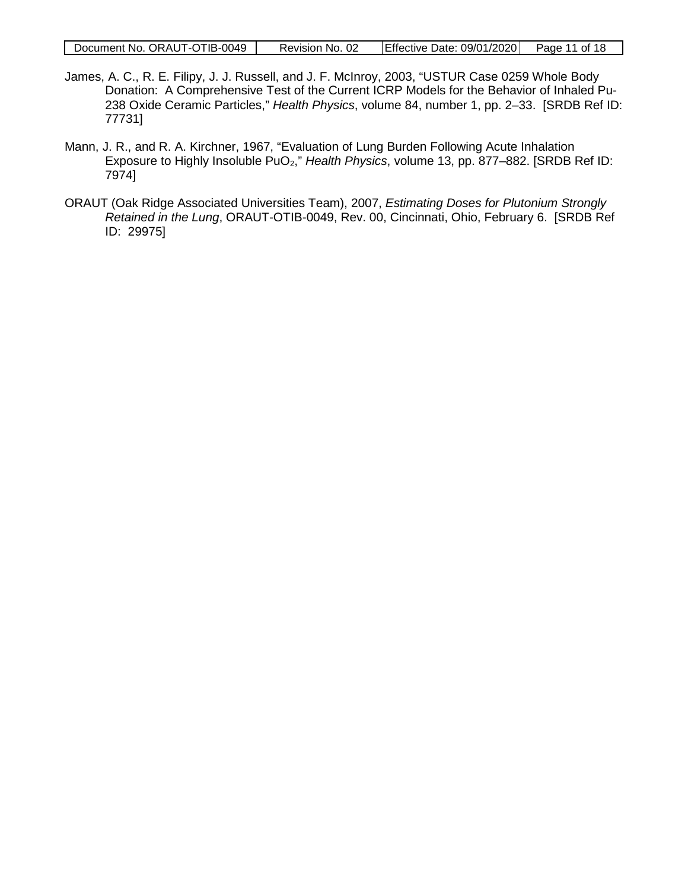James, A. C., R. E. Filipy, J. J. Russell, and J. F. McInroy, 2003, "USTUR Case 0259 Whole Body Donation: A Comprehensive Test of the Current ICRP Models for the Behavior of Inhaled Pu-238 Oxide Ceramic Particles," *Health Physics*, volume 84, number 1, pp. 2–33. [SRDB Ref ID: 77731]

Mann, J. R., and R. A. Kirchner, 1967, "Evaluation of Lung Burden Following Acute Inhalation Exposure to Highly Insoluble $PuO_2$," *Health Physics*, volume 13, pp. 877–882. [SRDB Ref ID: 7974]

ORAUT (Oak Ridge Associated Universities Team), 2007, *Estimating Doses for Plutonium Strongly Retained in the Lung*, ORAUT-OTIB-0049, Rev. 00, Cincinnati, Ohio, February 6. [SRDB Ref ID: 29975]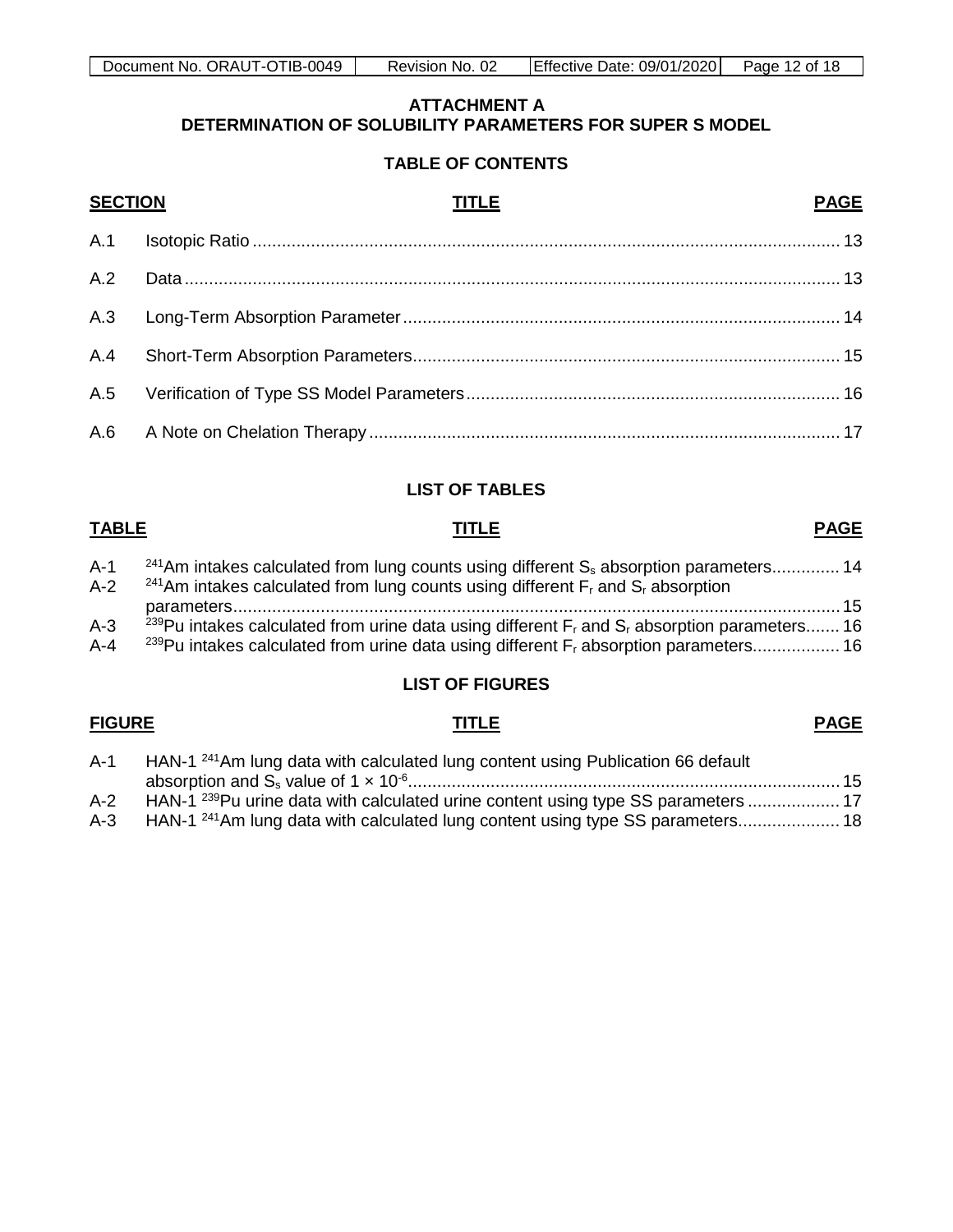# ATTACHMENT A
# DETERMINATION OF SOLUBILITY PARAMETERS FOR SUPER S MODEL

## TABLE OF CONTENTS

| SECTION | TITLE | PAGE |
|---|---|---|
| A.1 | Isotopic Ratio | 13 |
| A.2 | Data | 13 |
| A.3 | Long-Term Absorption Parameter | 14 |
| A.4 | Short-Term Absorption Parameters | 15 |
| A.5 | Verification of Type SS Model Parameters | 16 |
| A.6 | A Note on Chelation Therapy | 17 |

## LIST OF TABLES

| TABLE | TITLE | PAGE |
|---|---|---|
| A-1 | $^{241}$Am intakes calculated from lung counts using different $S_s$ absorption parameters | 14 |
| A-2 | $^{241}$Am intakes calculated from lung counts using different $F_r$ and $S_r$ absorption parameters | 15 |
| A-3 | $^{239}$Pu intakes calculated from urine data using different $F_r$ and $S_r$ absorption parameters | 16 |
| A-4 | $^{239}$Pu intakes calculated from urine data using different $F_r$ absorption parameters | 16 |

## LIST OF FIGURES

| FIGURE | TITLE | PAGE |
|---|---|---|
| A-1 | HAN-1 $^{241}$Am lung data with calculated lung content using Publication 66 default absorption and $S_s$ value of $1 \times 10^{-6}$ | 15 |
| A-2 | HAN-1 $^{239}$Pu urine data with calculated urine content using type SS parameters | 17 |
| A-3 | HAN-1 $^{241}$Am lung data with calculated lung content using type SS parameters | 18 |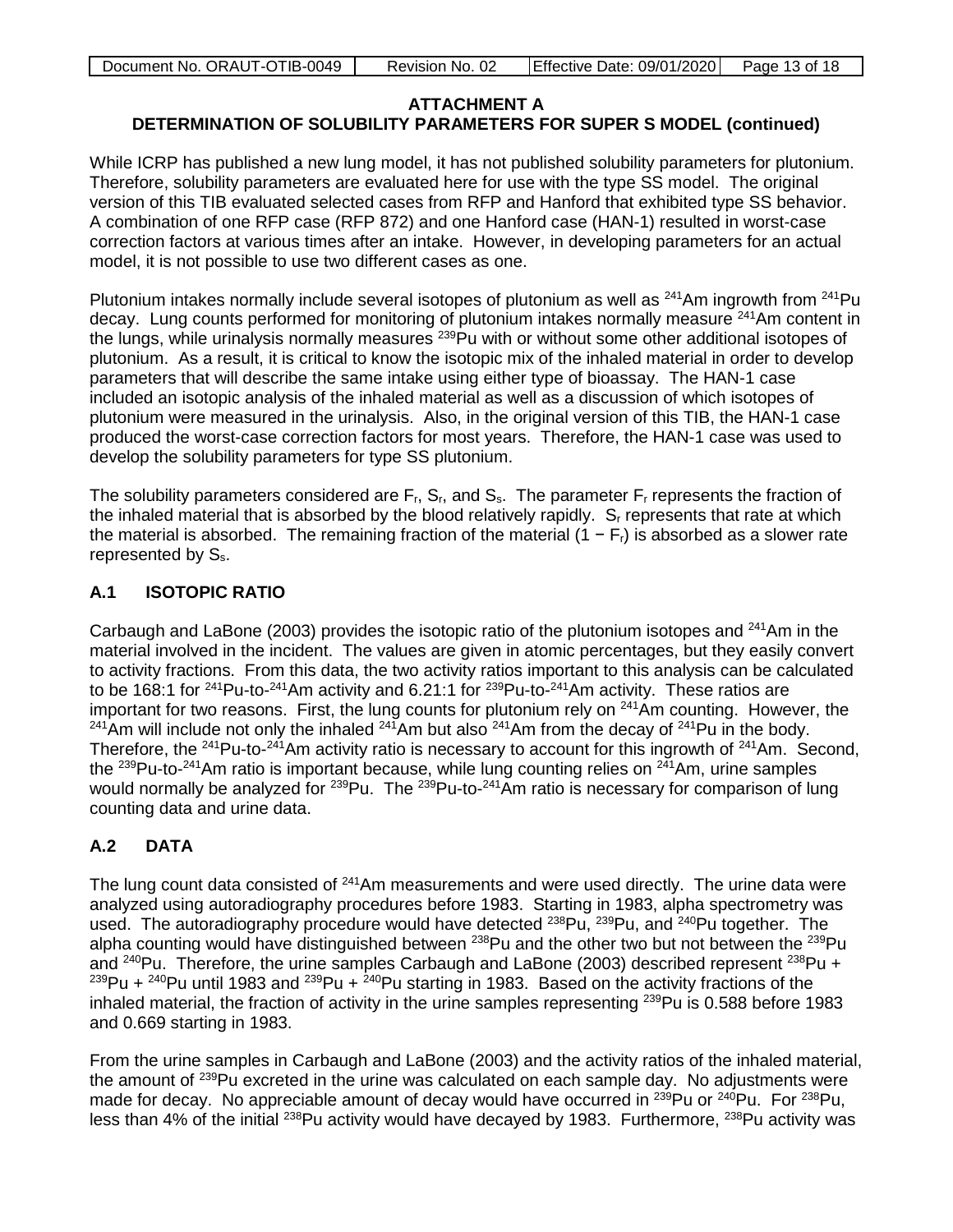### ATTACHMENT A
### DETERMINATION OF SOLUBILITY PARAMETERS FOR SUPER S MODEL (continued)

While ICRP has published a new lung model, it has not published solubility parameters for plutonium. Therefore, solubility parameters are evaluated here for use with the type SS model. The original version of this TIB evaluated selected cases from RFP and Hanford that exhibited type SS behavior. A combination of one RFP case (RFP 872) and one Hanford case (HAN-1) resulted in worst-case correction factors at various times after an intake. However, in developing parameters for an actual model, it is not possible to use two different cases as one.

Plutonium intakes normally include several isotopes of plutonium as well as $^{241}$Am ingrowth from $^{241}$Pu decay. Lung counts performed for monitoring of plutonium intakes normally measure $^{241}$Am content in the lungs, while urinalysis normally measures $^{239}$Pu with or without some other additional isotopes of plutonium. As a result, it is critical to know the isotopic mix of the inhaled material in order to develop parameters that will describe the same intake using either type of bioassay. The HAN-1 case included an isotopic analysis of the inhaled material as well as a discussion of which isotopes of plutonium were measured in the urinalysis. Also, in the original version of this TIB, the HAN-1 case produced the worst-case correction factors for most years. Therefore, the HAN-1 case was used to develop the solubility parameters for type SS plutonium.

The solubility parameters considered are $F_r$, $S_r$, and $S_s$. The parameter $F_r$ represents the fraction of the inhaled material that is absorbed by the blood relatively rapidly. $S_r$ represents that rate at which the material is absorbed. The remaining fraction of the material $(1 - F_r)$ is absorbed as a slower rate represented by $S_s$.

## A.1 ISOTOPIC RATIO

Carbaugh and LaBone (2003) provides the isotopic ratio of the plutonium isotopes and $^{241}$Am in the material involved in the incident. The values are given in atomic percentages, but they easily convert to activity fractions. From this data, the two activity ratios important to this analysis can be calculated to be 168:1 for $^{241}$Pu-to-$^{241}$Am activity and 6.21:1 for $^{239}$Pu-to-$^{241}$Am activity. These ratios are important for two reasons. First, the lung counts for plutonium rely on $^{241}$Am counting. However, the $^{241}$Am will include not only the inhaled $^{241}$Am but also $^{241}$Am from the decay of $^{241}$Pu in the body. Therefore, the $^{241}$Pu-to-$^{241}$Am activity ratio is necessary to account for this ingrowth of $^{241}$Am. Second, the $^{239}$Pu-to-$^{241}$Am ratio is important because, while lung counting relies on $^{241}$Am, urine samples would normally be analyzed for $^{239}$Pu. The $^{239}$Pu-to-$^{241}$Am ratio is necessary for comparison of lung counting data and urine data.

## A.2 DATA

The lung count data consisted of $^{241}$Am measurements and were used directly. The urine data were analyzed using autoradiography procedures before 1983. Starting in 1983, alpha spectrometry was used. The autoradiography procedure would have detected $^{238}$Pu, $^{239}$Pu, and $^{240}$Pu together. The alpha counting would have distinguished between $^{238}$Pu and the other two but not between the $^{239}$Pu and $^{240}$Pu. Therefore, the urine samples Carbaugh and LaBone (2003) described represent $^{238}$Pu + $^{239}$Pu + $^{240}$Pu until 1983 and $^{239}$Pu + $^{240}$Pu starting in 1983. Based on the activity fractions of the inhaled material, the fraction of activity in the urine samples representing $^{239}$Pu is 0.588 before 1983 and 0.669 starting in 1983.

From the urine samples in Carbaugh and LaBone (2003) and the activity ratios of the inhaled material, the amount of $^{239}$Pu excreted in the urine was calculated on each sample day. No adjustments were made for decay. No appreciable amount of decay would have occurred in $^{239}$Pu or $^{240}$Pu. For $^{238}$Pu, less than 4% of the initial $^{238}$Pu activity would have decayed by 1983. Furthermore, $^{238}$Pu activity was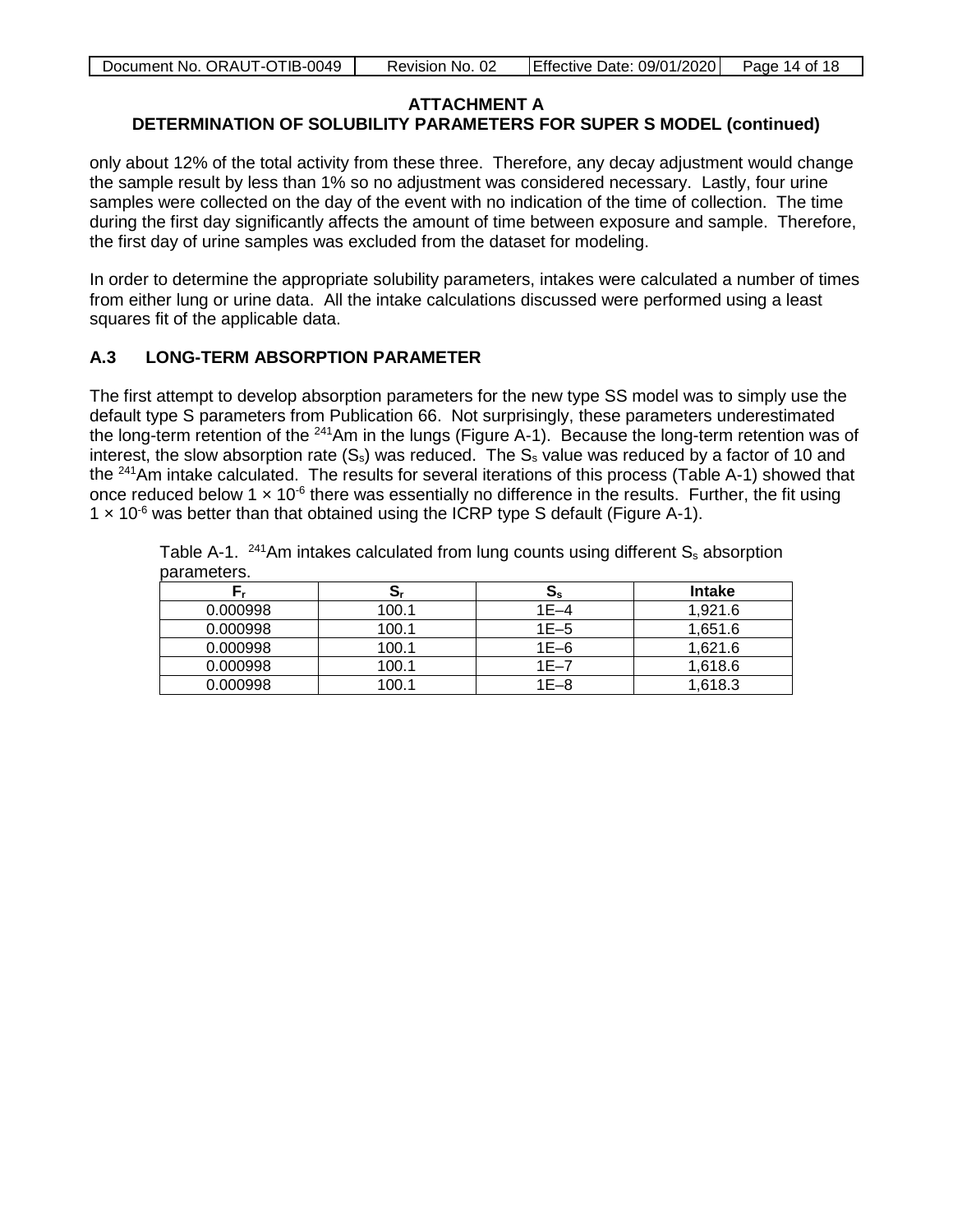## ATTACHMENT A
## DETERMINATION OF SOLUBILITY PARAMETERS FOR SUPER S MODEL (continued)

only about 12% of the total activity from these three. Therefore, any decay adjustment would change the sample result by less than 1% so no adjustment was considered necessary. Lastly, four urine samples were collected on the day of the event with no indication of the time of collection. The time during the first day significantly affects the amount of time between exposure and sample. Therefore, the first day of urine samples was excluded from the dataset for modeling.

In order to determine the appropriate solubility parameters, intakes were calculated a number of times from either lung or urine data. All the intake calculations discussed were performed using a least squares fit of the applicable data.

### A.3 LONG-TERM ABSORPTION PARAMETER

The first attempt to develop absorption parameters for the new type SS model was to simply use the default type S parameters from Publication 66. Not surprisingly, these parameters underestimated the long-term retention of the $^{241}$Am in the lungs (Figure A-1). Because the long-term retention was of interest, the slow absorption rate ($S_s$) was reduced. The $S_s$ value was reduced by a factor of 10 and the $^{241}$Am intake calculated. The results for several iterations of this process (Table A-1) showed that once reduced below $1 \times 10^{-6}$ there was essentially no difference in the results. Further, the fit using $1 \times 10^{-6}$ was better than that obtained using the ICRP type S default (Figure A-1).

Table A-1. $^{241}$Am intakes calculated from lung counts using different $S_s$ absorption parameters.

| $F_r$ | $S_r$ | $S_s$ | Intake |
|---|---|---|---|
| 0.000998 | 100.1 | 1E–4 | 1,921.6 |
| 0.000998 | 100.1 | 1E–5 | 1,651.6 |
| 0.000998 | 100.1 | 1E–6 | 1,621.6 |
| 0.000998 | 100.1 | 1E–7 | 1,618.6 |
| 0.000998 | 100.1 | 1E–8 | 1,618.3 |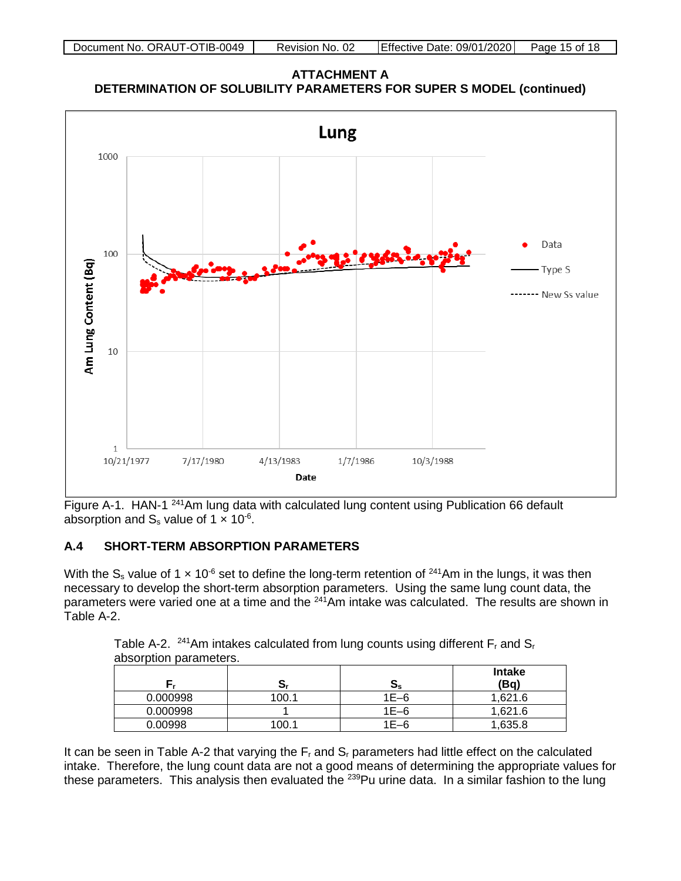**ATTACHMENT A**
**DETERMINATION OF SOLUBILITY PARAMETERS FOR SUPER S MODEL (continued)**

Figure A-1. HAN-1 $^{241}$Am lung data with calculated lung content using Publication 66 default absorption and $S_s$ value of $1 \times 10^{-6}$.

### A.4 SHORT-TERM ABSORPTION PARAMETERS

With the $S_s$ value of $1 \times 10^{-6}$ set to define the long-term retention of $^{241}$Am in the lungs, it was then necessary to develop the short-term absorption parameters. Using the same lung count data, the parameters were varied one at a time and the $^{241}$Am intake was calculated. The results are shown in Table A-2.

Table A-2. $^{241}$Am intakes calculated from lung counts using different $F_r$ and $S_r$ absorption parameters.

| $F_r$ | $S_r$ | $S_s$ | Intake (Bq) |
|---|---|---|---|
| 0.000998 | 100.1 | 1E–6 | 1,621.6 |
| 0.000998 | 1 | 1E–6 | 1,621.6 |
| 0.00998 | 100.1 | 1E–6 | 1,635.8 |

It can be seen in Table A-2 that varying the $F_r$ and $S_r$ parameters had little effect on the calculated intake. Therefore, the lung count data are not a good means of determining the appropriate values for these parameters. This analysis then evaluated the $^{239}$Pu urine data. In a similar fashion to the lung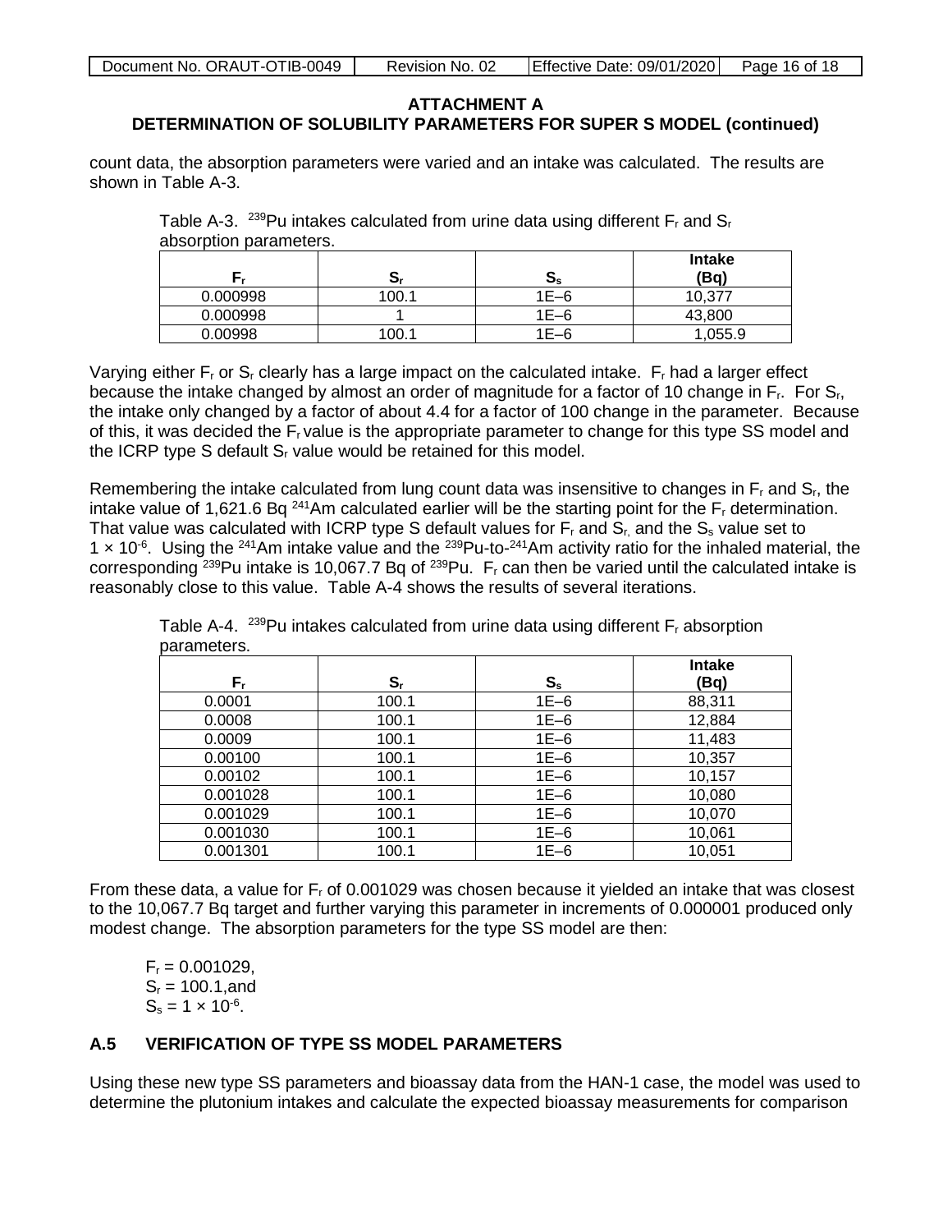**ATTACHMENT A**
**DETERMINATION OF SOLUBILITY PARAMETERS FOR SUPER S MODEL (continued)**

count data, the absorption parameters were varied and an intake was calculated. The results are shown in Table A-3.

Table A-3. $^{239}$Pu intakes calculated from urine data using different $F_r$ and $S_r$ absorption parameters.

| $F_r$ | $S_r$ | $S_s$ | Intake (Bq) |
|---|---|---|---|
| 0.000998 | 100.1 | 1E–6 | 10,377 |
| 0.000998 | 1 | 1E–6 | 43,800 |
| 0.00998 | 100.1 | 1E–6 | 1,055.9 |

Varying either $F_r$ or $S_r$ clearly has a large impact on the calculated intake. $F_r$ had a larger effect because the intake changed by almost an order of magnitude for a factor of 10 change in $F_r$. For $S_r$, the intake only changed by a factor of about 4.4 for a factor of 100 change in the parameter. Because of this, it was decided the $F_r$ value is the appropriate parameter to change for this type SS model and the ICRP type S default $S_r$ value would be retained for this model.

Remembering the intake calculated from lung count data was insensitive to changes in $F_r$ and $S_r$, the intake value of 1,621.6 Bq $^{241}$Am calculated earlier will be the starting point for the $F_r$ determination. That value was calculated with ICRP type S default values for $F_r$ and $S_r$, and the $S_s$ value set to $1 \times 10^{-6}$. Using the $^{241}$Am intake value and the $^{239}$Pu-to-$^{241}$Am activity ratio for the inhaled material, the corresponding $^{239}$Pu intake is 10,067.7 Bq of $^{239}$Pu. $F_r$ can then be varied until the calculated intake is reasonably close to this value. Table A-4 shows the results of several iterations.

Table A-4. $^{239}$Pu intakes calculated from urine data using different $F_r$ absorption parameters.

| $F_r$ | $S_r$ | $S_s$ | Intake (Bq) |
|---|---|---|---|
| 0.0001 | 100.1 | 1E–6 | 88,311 |
| 0.0008 | 100.1 | 1E–6 | 12,884 |
| 0.0009 | 100.1 | 1E–6 | 11,483 |
| 0.00100 | 100.1 | 1E–6 | 10,357 |
| 0.00102 | 100.1 | 1E–6 | 10,157 |
| 0.001028 | 100.1 | 1E–6 | 10,080 |
| 0.001029 | 100.1 | 1E–6 | 10,070 |
| 0.001030 | 100.1 | 1E–6 | 10,061 |
| 0.001301 | 100.1 | 1E–6 | 10,051 |

From these data, a value for $F_r$ of 0.001029 was chosen because it yielded an intake that was closest to the 10,067.7 Bq target and further varying this parameter in increments of 0.000001 produced only modest change. The absorption parameters for the type SS model are then:

$F_r$ = 0.001029,
$S_r$ = 100.1,and
$S_s = 1 \times 10^{-6}$.

## A.5 VERIFICATION OF TYPE SS MODEL PARAMETERS

Using these new type SS parameters and bioassay data from the HAN-1 case, the model was used to determine the plutonium intakes and calculate the expected bioassay measurements for comparison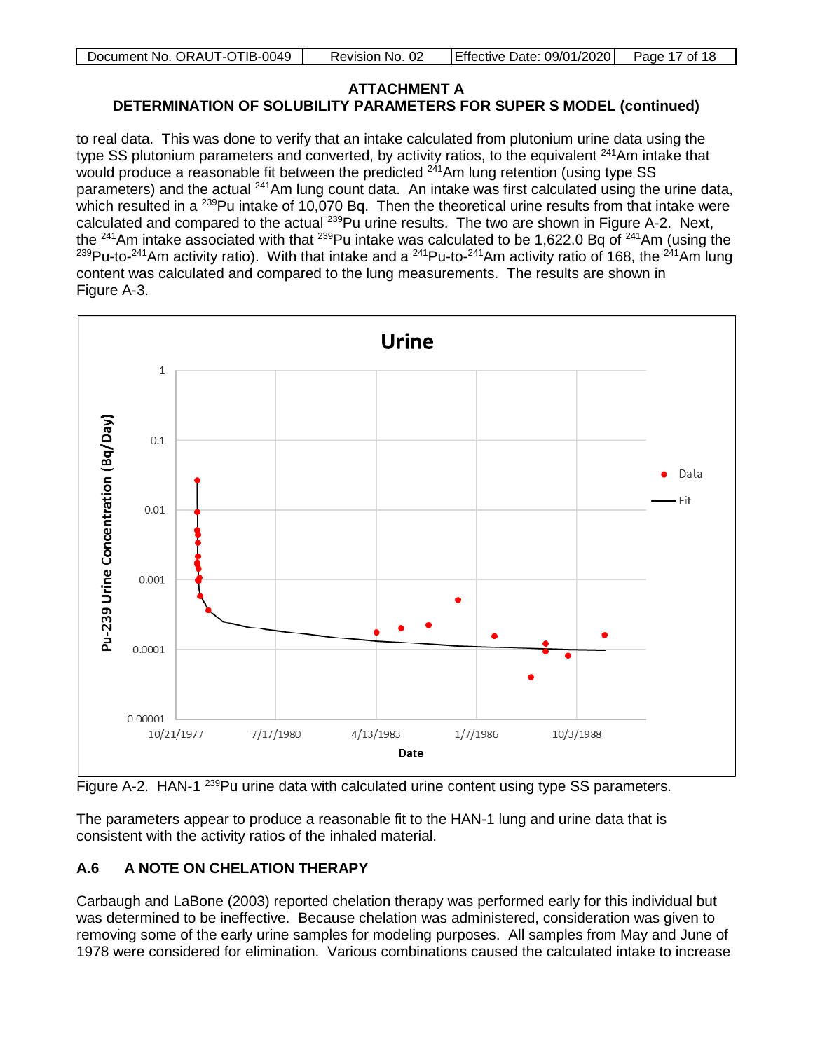## ATTACHMENT A
## DETERMINATION OF SOLUBILITY PARAMETERS FOR SUPER S MODEL (continued)

to real data. This was done to verify that an intake calculated from plutonium urine data using the type SS plutonium parameters and converted, by activity ratios, to the equivalent $^{241}$Am intake that would produce a reasonable fit between the predicted $^{241}$Am lung retention (using type SS parameters) and the actual $^{241}$Am lung count data. An intake was first calculated using the urine data, which resulted in a $^{239}$Pu intake of 10,070 Bq. Then the theoretical urine results from that intake were calculated and compared to the actual $^{239}$Pu urine results. The two are shown in Figure A-2. Next, the $^{241}$Am intake associated with that $^{239}$Pu intake was calculated to be 1,622.0 Bq of $^{241}$Am (using the $^{239}$Pu-to-$^{241}$Am activity ratio). With that intake and a $^{241}$Pu-to-$^{241}$Am activity ratio of 168, the $^{241}$Am lung content was calculated and compared to the lung measurements. The results are shown in Figure A-3.

Figure A-2. HAN-1 $^{239}$Pu urine data with calculated urine content using type SS parameters.

The parameters appear to produce a reasonable fit to the HAN-1 lung and urine data that is consistent with the activity ratios of the inhaled material.

### A.6 A NOTE ON CHELATION THERAPY

Carbaugh and LaBone (2003) reported chelation therapy was performed early for this individual but was determined to be ineffective. Because chelation was administered, consideration was given to removing some of the early urine samples for modeling purposes. All samples from May and June of 1978 were considered for elimination. Various combinations caused the calculated intake to increase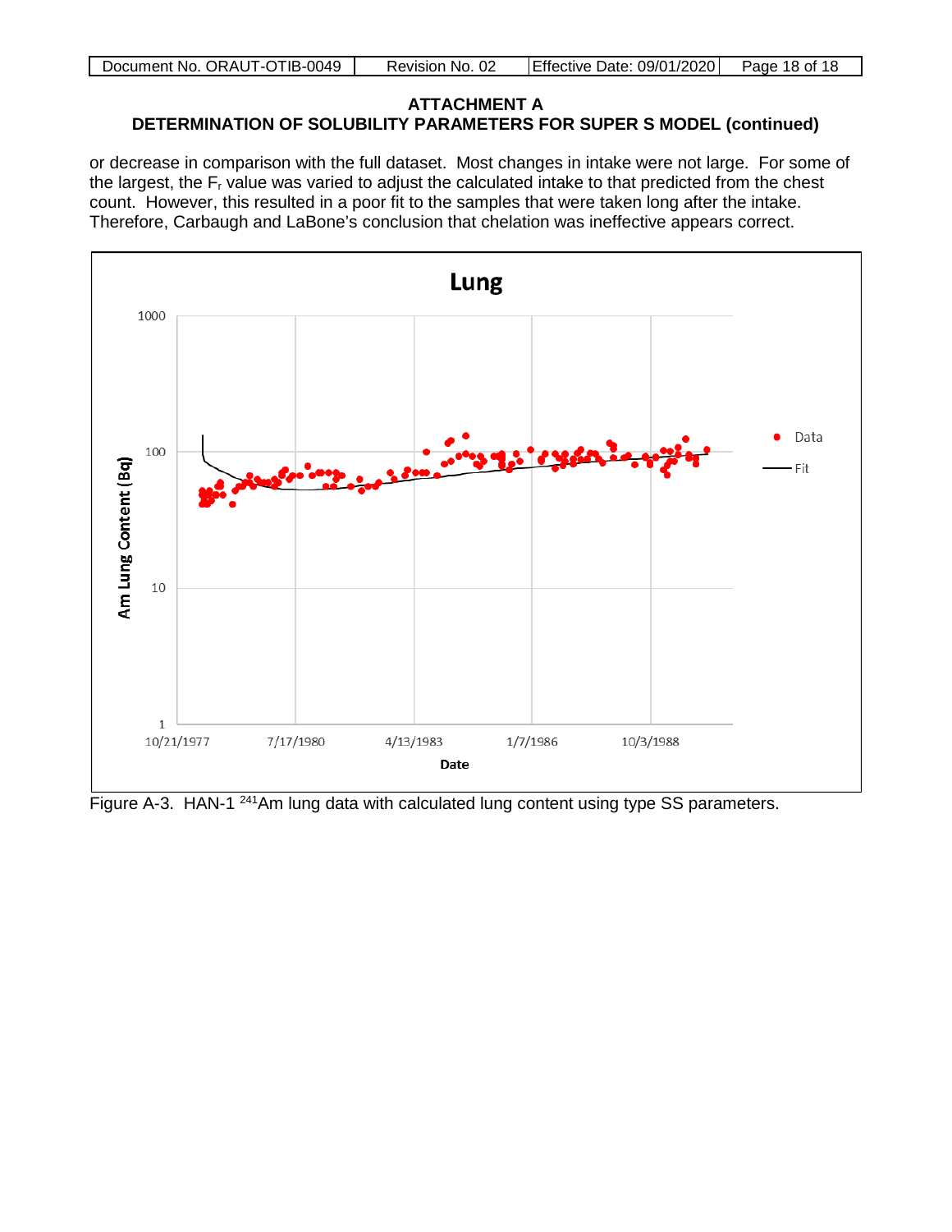### ATTACHMENT A
### DETERMINATION OF SOLUBILITY PARAMETERS FOR SUPER S MODEL (continued)

or decrease in comparison with the full dataset. Most changes in intake were not large. For some of the largest, the $F_r$ value was varied to adjust the calculated intake to that predicted from the chest count. However, this resulted in a poor fit to the samples that were taken long after the intake. Therefore, Carbaugh and LaBone's conclusion that chelation was ineffective appears correct.

Lung

Am Lung Content (Bq)

1000
100
10
1

10/21/1977
7/17/1980
4/13/1983
1/7/1986
10/3/1988

Date

Data
Fit

Figure A-3. HAN-1 $^{241}$Am lung data with calculated lung content using type SS parameters.